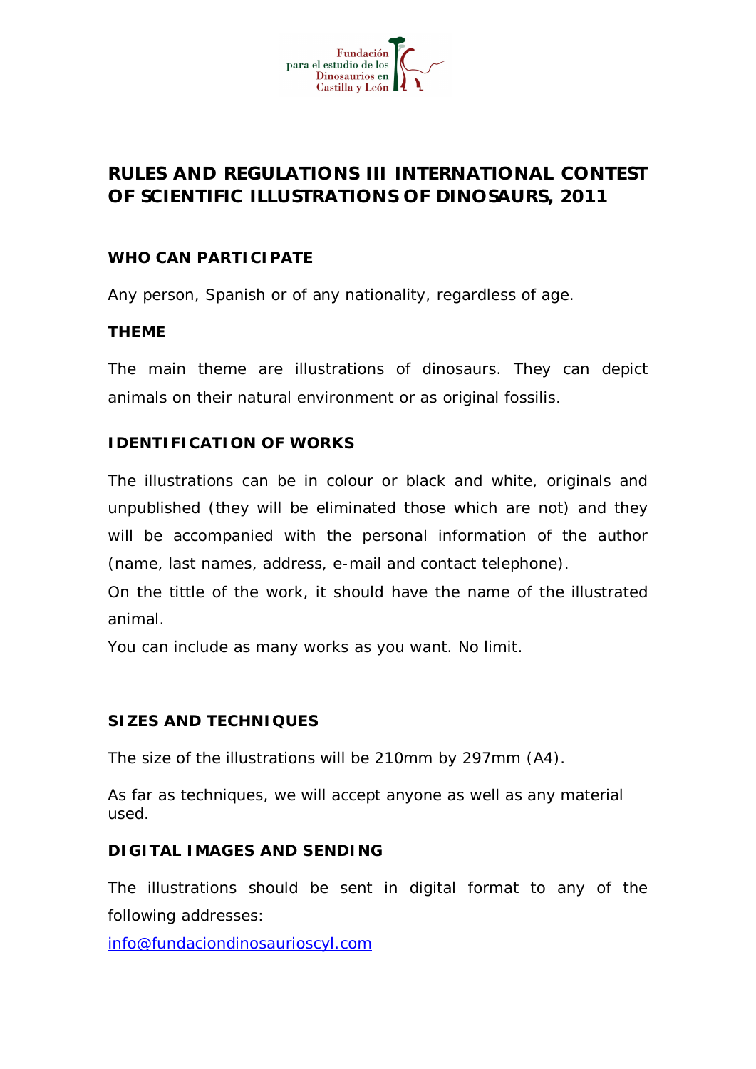Fundación para el estudio de los Dinosaurios en Castilla y León

# RULES AND REGULATIONS III INTERNATIONAL CONTEST OF SCIENTIFIC ILLUSTRATIONS OF DINOSAURS, 2011

## WHO CAN PARTICIPATE

Any person, Spanish or of any nationality, regardless of age.

## THEME

The main theme are illustrations of dinosaurs. They can depict animals on their natural environment or as original fossilis.

## IDENTIFICATION OF WORKS

The illustrations can be in colour or black and white, originals and unpublished (they will be eliminated those which are not) and they will be accompanied with the personal information of the author (name, last names, address, e-mail and contact telephone).

On the tittle of the work, it should have the name of the illustrated animal.

You can include as many works as you want. No limit.

## SIZES AND TECHNIQUES

The size of the illustrations will be 210mm by 297mm (A4).

As far as techniques, we will accept anyone as well as any material used.

## DIGITAL IMAGES AND SENDING

The illustrations should be sent in digital format to any of the following addresses:

info@fundaciondinosaurioscyl.com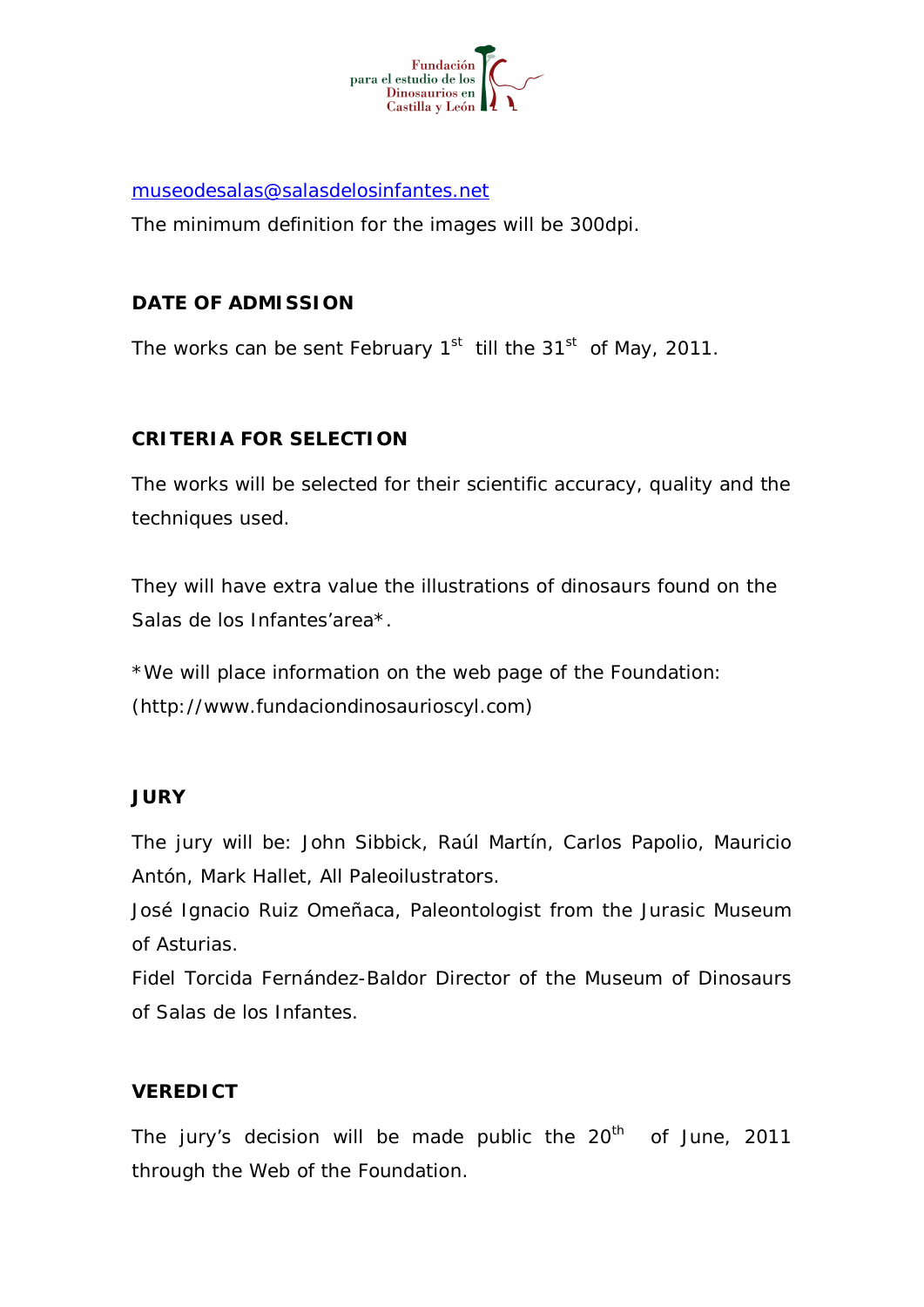museodesalas@salasdelosinfantes.net

The minimum definition for the images will be 300dpi.

## DATE OF ADMISSION

The works can be sent February 1st till the 31st of May, 2011.

## CRITERIA FOR SELECTION

The works will be selected for their scientific accuracy, quality and the techniques used.

They will have extra value the illustrations of dinosaurs found on the Salas de los Infantes'area*.

*We will place information on the web page of the Foundation: (http://www.fundaciondinosaurioscyl.com)

## JURY

The jury will be: John Sibbick, Raúl Martín, Carlos Papolio, Mauricio Antón, Mark Hallet, All Paleoilustrators.

José Ignacio Ruiz Omeñaca, Paleontologist from the Jurasic Museum of Asturias.

Fidel Torcida Fernández-Baldor Director of the Museum of Dinosaurs of Salas de los Infantes.

## VEREDICT

The jury's decision will be made public the 20th of June, 2011 through the Web of the Foundation.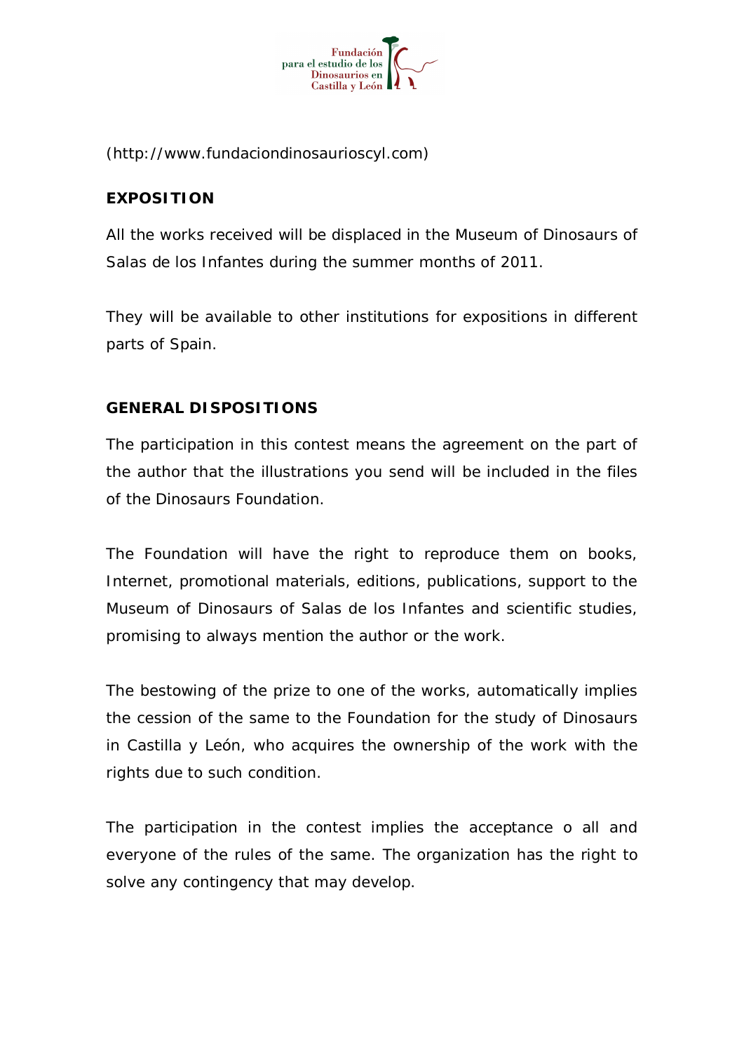(http://www.fundaciondinosaurioscyl.com)

**EXPOSITION**

All the works received will be displaced in the Museum of Dinosaurs of Salas de los Infantes during the summer months of 2011.

They will be available to other institutions for expositions in different parts of Spain.

**GENERAL DISPOSITIONS**

The participation in this contest means the agreement on the part of the author that the illustrations you send will be included in the files of the Dinosaurs Foundation.

The Foundation will have the right to reproduce them on books, Internet, promotional materials, editions, publications, support to the Museum of Dinosaurs of Salas de los Infantes and scientific studies, promising to always mention the author or the work.

The bestowing of the prize to one of the works, automatically implies the cession of the same to the Foundation for the study of Dinosaurs in Castilla y León, who acquires the ownership of the work with the rights due to such condition.

The participation in the contest implies the acceptance o all and everyone of the rules of the same. The organization has the right to solve any contingency that may develop.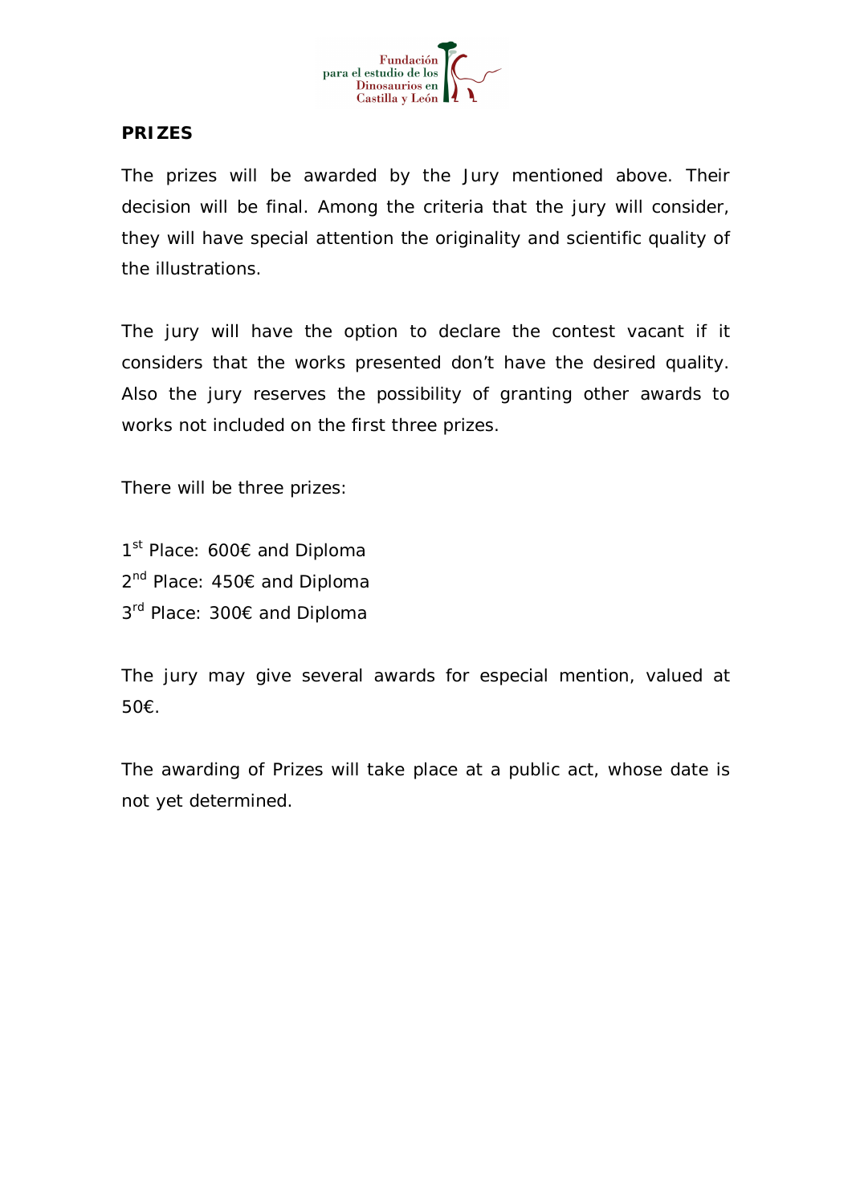## PRIZES

The prizes will be awarded by the Jury mentioned above. Their decision will be final. Among the criteria that the jury will consider, they will have special attention the originality and scientific quality of the illustrations.

The jury will have the option to declare the contest vacant if it considers that the works presented don't have the desired quality. Also the jury reserves the possibility of granting other awards to works not included on the first three prizes.

There will be three prizes:

1st Place: 600€ and Diploma
2nd Place: 450€ and Diploma
3rd Place: 300€ and Diploma

The jury may give several awards for especial mention, valued at 50€.

The awarding of Prizes will take place at a public act, whose date is not yet determined.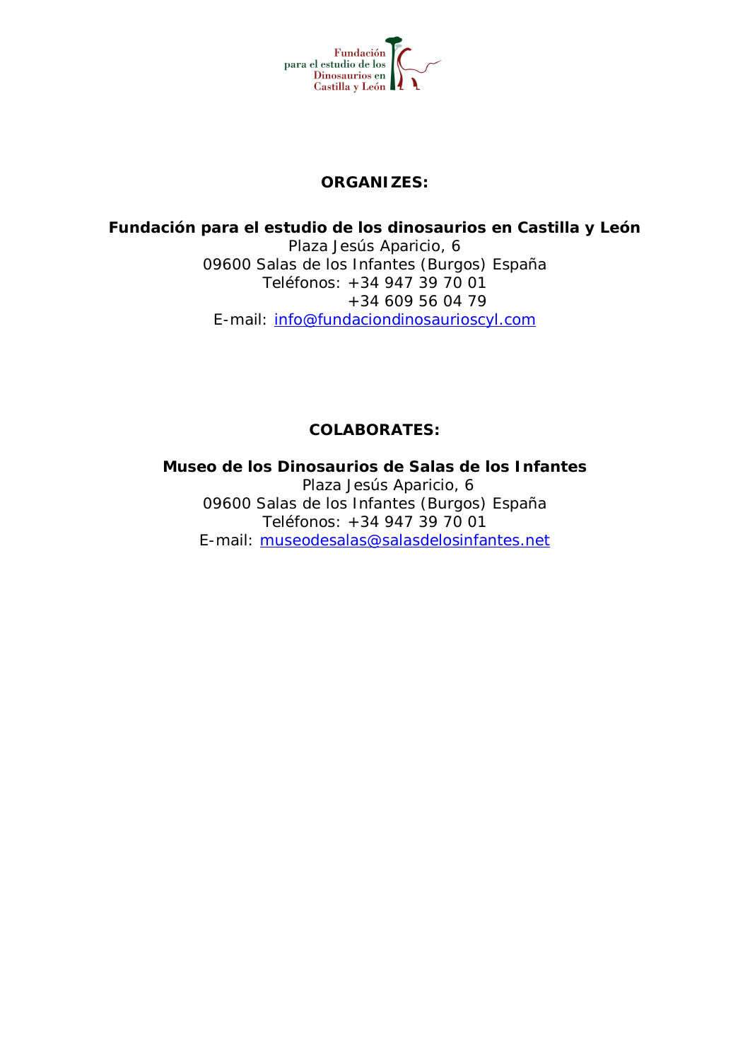**ORGANIZES:**

**Fundación para el estudio de los dinosaurios en Castilla y León**
Plaza Jesús Aparicio, 6
09600 Salas de los Infantes (Burgos) España
Teléfonos: +34 947 39 70 01
+34 609 56 04 79
E-mail: info@fundaciondinosaurioscyl.com

**COLABORATES:**

**Museo de los Dinosaurios de Salas de los Infantes**
Plaza Jesús Aparicio, 6
09600 Salas de los Infantes (Burgos) España
Teléfonos: +34 947 39 70 01
E-mail: museodesalas@salasdelosinfantes.net